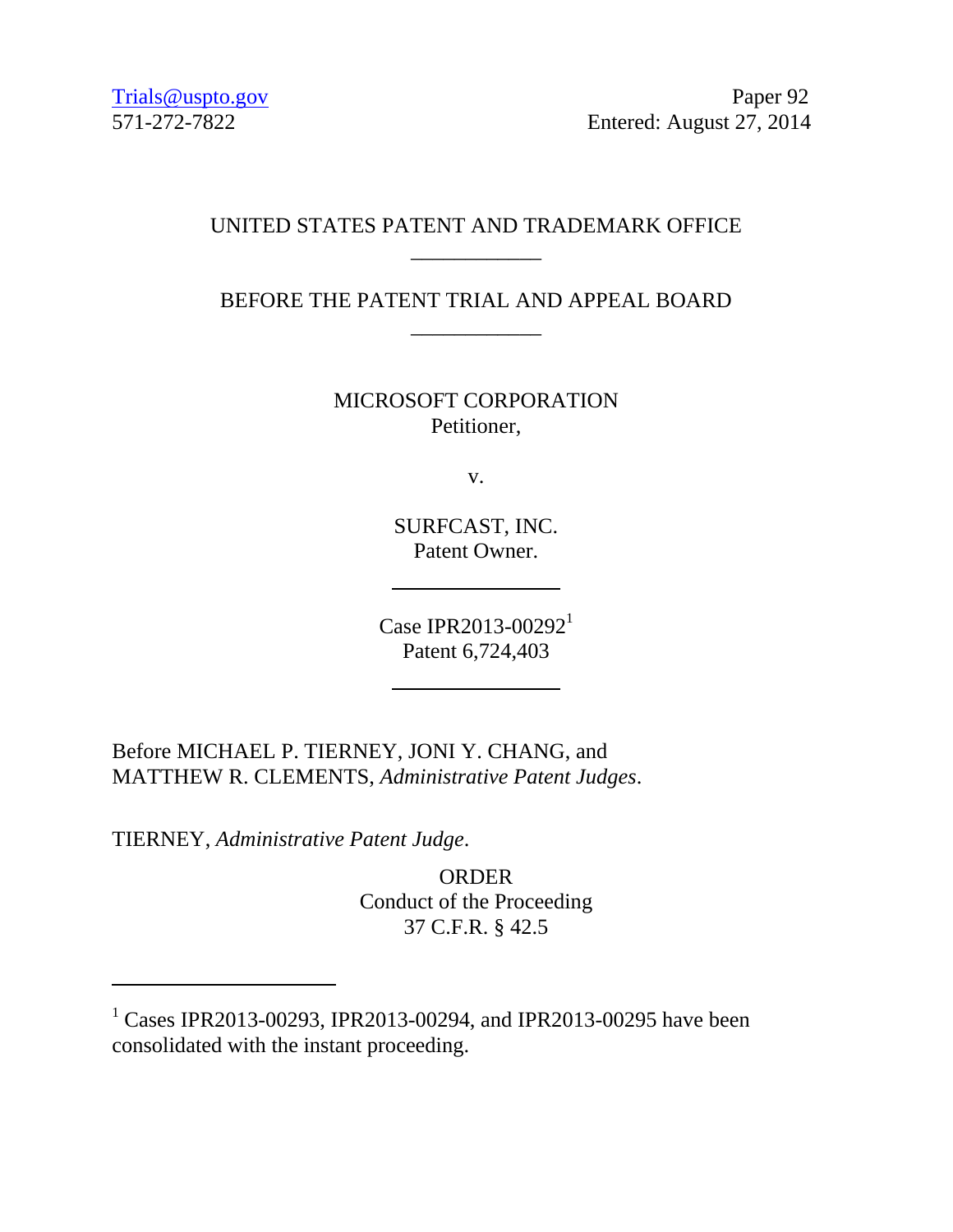Trials@uspto.gov
571-272-7822

Paper 92
Entered: August 27, 2014

UNITED STATES PATENT AND TRADEMARK OFFICE

---

BEFORE THE PATENT TRIAL AND APPEAL BOARD

---

MICROSOFT CORPORATION
Petitioner,

v.

SURFCAST, INC.
Patent Owner.

---

Case IPR2013-00292[1]
Patent 6,724,403

---

Before MICHAEL P. TIERNEY, JONI Y. CHANG, and MATTHEW R. CLEMENTS, *Administrative Patent Judges*.

TIERNEY, *Administrative Patent Judge*.

ORDER
Conduct of the Proceeding
37 C.F.R. § 42.5

---

[1] Cases IPR2013-00293, IPR2013-00294, and IPR2013-00295 have been consolidated with the instant proceeding.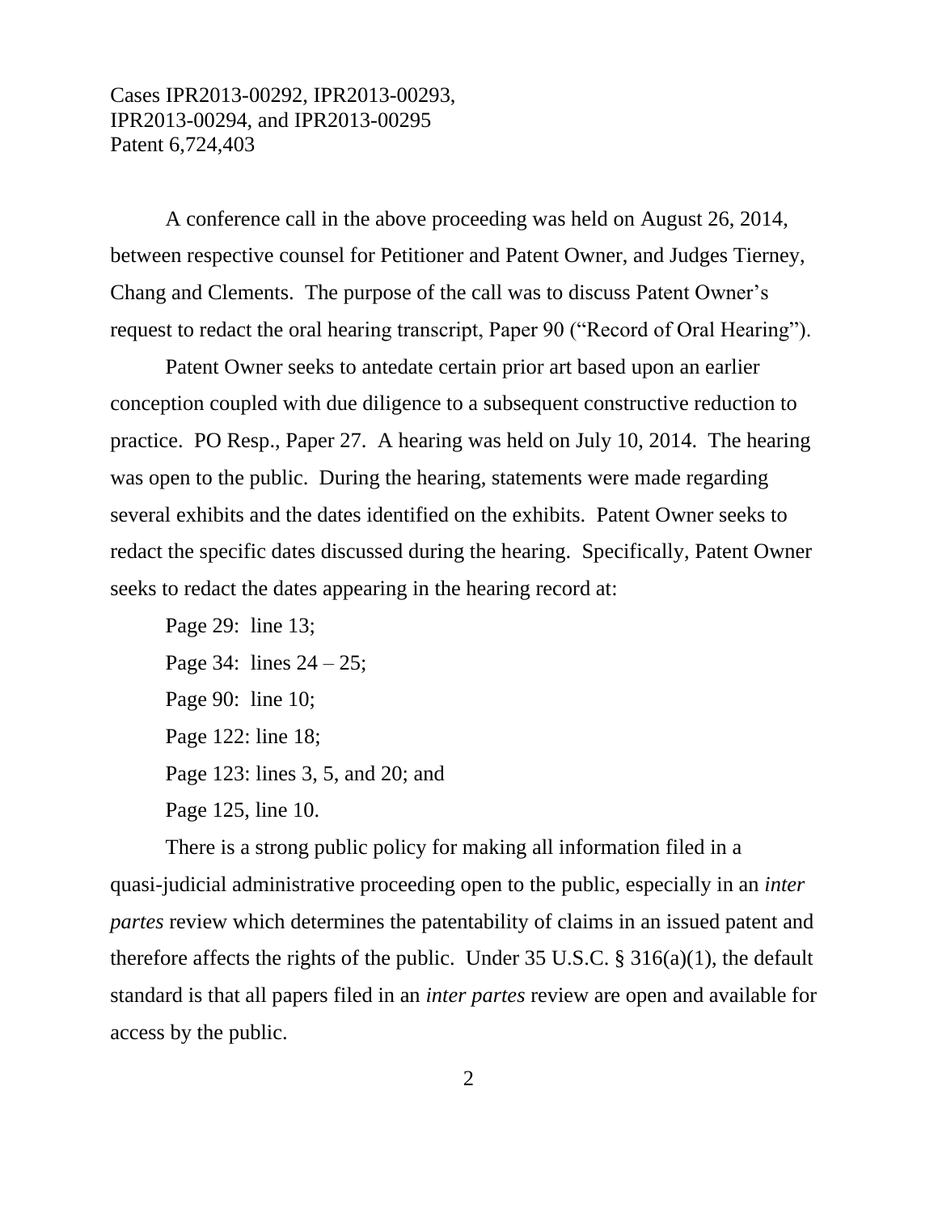A conference call in the above proceeding was held on August 26, 2014, between respective counsel for Petitioner and Patent Owner, and Judges Tierney, Chang and Clements. The purpose of the call was to discuss Patent Owner's request to redact the oral hearing transcript, Paper 90 ("Record of Oral Hearing").

Patent Owner seeks to antedate certain prior art based upon an earlier conception coupled with due diligence to a subsequent constructive reduction to practice. PO Resp., Paper 27. A hearing was held on July 10, 2014. The hearing was open to the public. During the hearing, statements were made regarding several exhibits and the dates identified on the exhibits. Patent Owner seeks to redact the specific dates discussed during the hearing. Specifically, Patent Owner seeks to redact the dates appearing in the hearing record at:

Page 29: line 13;

Page 34: lines 24 – 25;

Page 90: line 10;

Page 122: line 18;

Page 123: lines 3, 5, and 20; and

Page 125, line 10.

There is a strong public policy for making all information filed in a quasi-judicial administrative proceeding open to the public, especially in an *inter partes* review which determines the patentability of claims in an issued patent and therefore affects the rights of the public. Under 35 U.S.C. § 316(a)(1), the default standard is that all papers filed in an *inter partes* review are open and available for access by the public.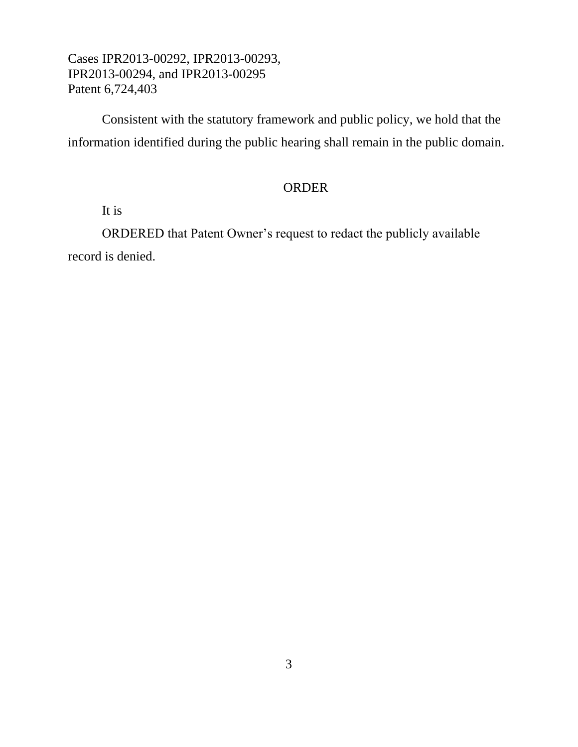Consistent with the statutory framework and public policy, we hold that the information identified during the public hearing shall remain in the public domain.

## ORDER

It is

ORDERED that Patent Owner's request to redact the publicly available record is denied.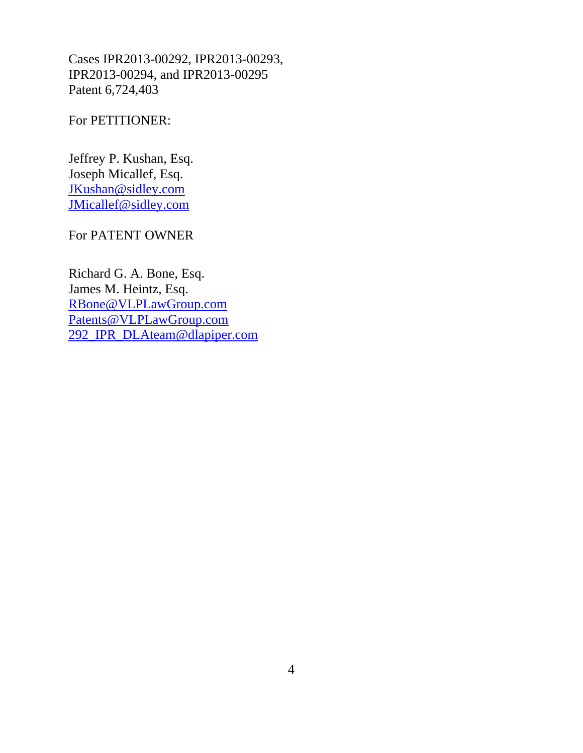Cases IPR2013-00292, IPR2013-00293,
IPR2013-00294, and IPR2013-00295
Patent 6,724,403

For PETITIONER:

Jeffrey P. Kushan, Esq.
Joseph Micallef, Esq.
JKushan@sidley.com
JMicallef@sidley.com

For PATENT OWNER

Richard G. A. Bone, Esq.
James M. Heintz, Esq.
RBone@VLPLawGroup.com
Patents@VLPLawGroup.com
292_IPR_DLAteam@dlapiper.com